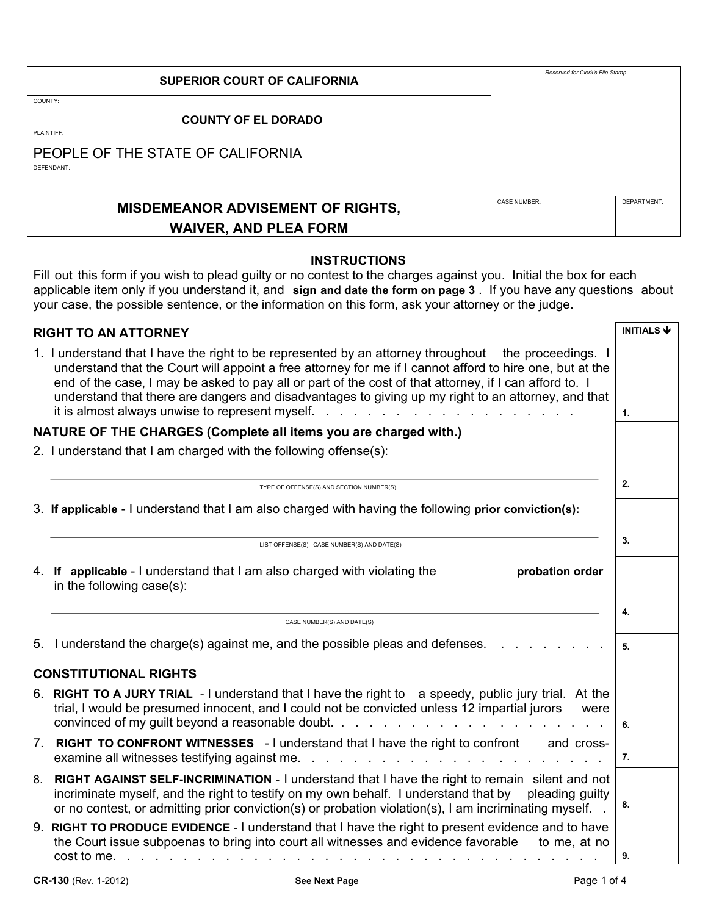| SUPERIOR COURT OF CALIFORNIA | Reserved for Clerk's File Stamp | |
|---|---|---|
| COUNTY: COUNTY OF EL DORADO | | |
| PLAINTIFF: PEOPLE OF THE STATE OF CALIFORNIA | | |
| DEFENDANT: | | |
| **MISDEMEANOR ADVISEMENT OF RIGHTS, WAIVER, AND PLEA FORM** | CASE NUMBER: | DEPARTMENT: |

## INSTRUCTIONS

Fill out this form if you wish to plead guilty or no contest to the charges against you. Initial the box for each applicable item only if you understand it, and **sign and date the form on page 3**. If you have any questions about your case, the possible sentence, or the information on this form, ask your attorney or the judge.

| | INITIALS ↓ |
|---|---|
| **RIGHT TO AN ATTORNEY** | |
| 1. I understand that I have the right to be represented by an attorney throughout the proceedings. I understand that the Court will appoint a free attorney for me if I cannot afford to hire one, but at the end of the case, I may be asked to pay all or part of the cost of that attorney, if I can afford to. I understand that there are dangers and disadvantages to giving up my right to an attorney, and that it is almost always unwise to represent myself. | 1. |
| **NATURE OF THE CHARGES (Complete all items you are charged with.)** | |
| 2. I understand that I am charged with the following offense(s):<br>______________________________<br>TYPE OF OFFENSE(S) AND SECTION NUMBER(S) | 2. |
| 3. **If applicable** - I understand that I am also charged with having the following **prior conviction(s):**<br>______________________________<br>LIST OFFENSE(S), CASE NUMBER(S) AND DATE(S) | 3. |
| 4. **If applicable** - I understand that I am also charged with violating the **probation order** in the following case(s):<br>______________________________<br>CASE NUMBER(S) AND DATE(S) | 4. |
| 5. I understand the charge(s) against me, and the possible pleas and defenses. | 5. |
| **CONSTITUTIONAL RIGHTS** | |
| 6. **RIGHT TO A JURY TRIAL** - I understand that I have the right to a speedy, public jury trial. At the trial, I would be presumed innocent, and I could not be convicted unless 12 impartial jurors were convinced of my guilt beyond a reasonable doubt. | 6. |
| 7. **RIGHT TO CONFRONT WITNESSES** - I understand that I have the right to confront and cross-examine all witnesses testifying against me. | 7. |
| 8. **RIGHT AGAINST SELF-INCRIMINATION** - I understand that I have the right to remain silent and not incriminate myself, and the right to testify on my own behalf. I understand that by pleading guilty or no contest, or admitting prior conviction(s) or probation violation(s), I am incriminating myself. | 8. |
| 9. **RIGHT TO PRODUCE EVIDENCE** - I understand that I have the right to present evidence and to have the Court issue subpoenas to bring into court all witnesses and evidence favorable to me, at no cost to me. | 9. |

**CR-130** (Rev. 1-2012) **See Next Page**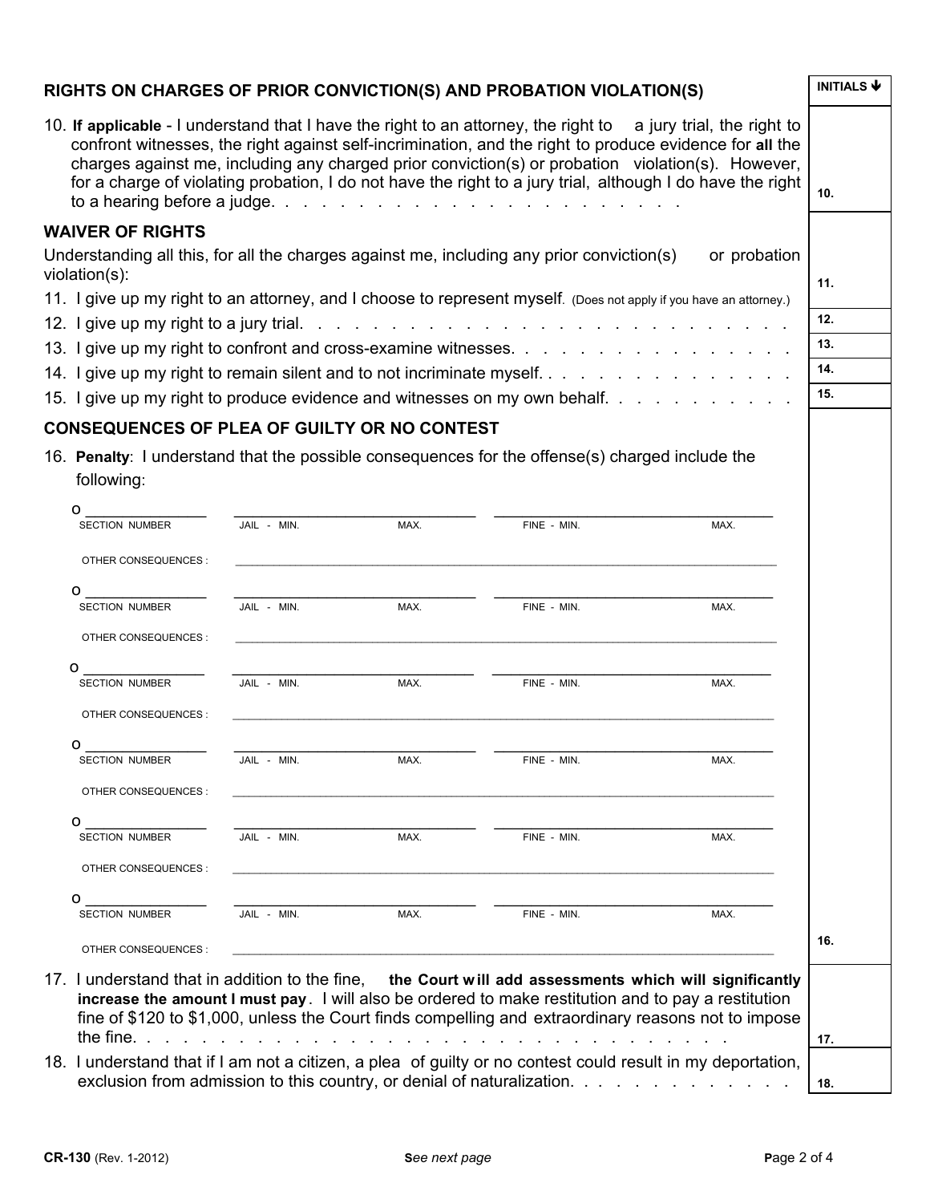## RIGHTS ON CHARGES OF PRIOR CONVICTION(S) AND PROBATION VIOLATION(S)

INITIALS ↓

10. **If applicable** - I understand that I have the right to an attorney, the right to a jury trial, the right to confront witnesses, the right against self-incrimination, and the right to produce evidence for **all** the charges against me, including any charged prior conviction(s) or probation violation(s). However, for a charge of violating probation, I do not have the right to a jury trial, although I do have the right to a hearing before a judge. . . . . . . . . . . . . . . . . . . . . . . . 10. ____

## WAIVER OF RIGHTS

Understanding all this, for all the charges against me, including any prior conviction(s) or probation violation(s):

11. I give up my right to an attorney, and I choose to represent myself. (Does not apply if you have an attorney.) 11. ____
12. I give up my right to a jury trial. . . . . . . . . . . . . . . . . . . . . . . . . . . . . 12. ____
13. I give up my right to confront and cross-examine witnesses. . . . . . . . . . . . . . . . . 13. ____
14. I give up my right to remain silent and to not incriminate myself. . . . . . . . . . . . . . . 14. ____
15. I give up my right to produce evidence and witnesses on my own behalf. . . . . . . . . . . 15. ____

## CONSEQUENCES OF PLEA OF GUILTY OR NO CONTEST

16. **Penalty**: I understand that the possible consequences for the offense(s) charged include the following:

| | SECTION NUMBER | JAIL - MIN. | MAX. | FINE - MIN. | MAX. |
|---|---|---|---|---|---|
| o | | | | | |
| | OTHER CONSEQUENCES : | | | | |
| o | | | | | |
| | OTHER CONSEQUENCES : | | | | |
| o | | | | | |
| | OTHER CONSEQUENCES : | | | | |
| o | | | | | |
| | OTHER CONSEQUENCES : | | | | |
| o | | | | | |
| | OTHER CONSEQUENCES : | | | | |
| o | | | | | |
| | OTHER CONSEQUENCES : | | | | |

16. ____

17. I understand that in addition to the fine, **the Court will add assessments which will significantly increase the amount I must pay**. I will also be ordered to make restitution and to pay a restitution fine of $120 to $1,000, unless the Court finds compelling and extraordinary reasons not to impose the fine. . . . . . . . . . . . . . . . . . . . . . . . . . . . . . . . . . . . . 17. ____
18. I understand that if I am not a citizen, a plea of guilty or no contest could result in my deportation, exclusion from admission to this country, or denial of naturalization. . . . . . . . . . . . . 18. ____

CR-130 (Rev. 1-2012) *See next page*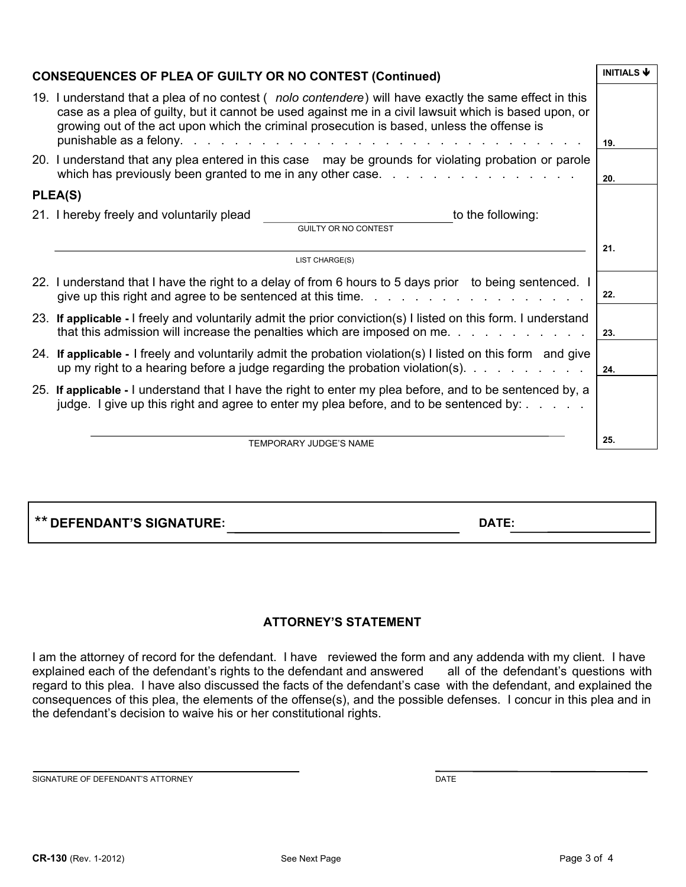## CONSEQUENCES OF PLEA OF GUILTY OR NO CONTEST (Continued)

**INITIALS**

19. I understand that a plea of no contest ( *nolo contendere*) will have exactly the same effect in this case as a plea of guilty, but it cannot be used against me in a civil lawsuit which is based upon, or growing out of the act upon which the criminal prosecution is based, unless the offense is punishable as a felony. . . . . . . . . . . . . . . . . . . . . . . . . . . . . . 19. ______

20. I understand that any plea entered in this case may be grounds for violating probation or parole which has previously been granted to me in any other case. . . . . . . . . . . . . . . . 20. ______

## PLEA(S)

21. I hereby freely and voluntarily plead ______________________ to the following:
GUILTY OR NO CONTEST

______________________________________________ 21. ______
LIST CHARGE(S)

22. I understand that I have the right to a delay of from 6 hours to 5 days prior to being sentenced. I give up this right and agree to be sentenced at this time. . . . . . . . . . . . . . . . . 22. ______

23. **If applicable -** I freely and voluntarily admit the prior conviction(s) I listed on this form. I understand that this admission will increase the penalties which are imposed on me. . . . . . . . . . . 23. ______

24. **If applicable -** I freely and voluntarily admit the probation violation(s) I listed on this form and give up my right to a hearing before a judge regarding the probation violation(s). . . . . . . . . . 24. ______

25. **If applicable -** I understand that I have the right to enter my plea before, and to be sentenced by, a judge. I give up this right and agree to enter my plea before, and to be sentenced by: . . . . .

______________________________________________ 25. ______
TEMPORARY JUDGE'S NAME

**\*\* DEFENDANT'S SIGNATURE:** ______________________ **DATE:** ____________

### ATTORNEY'S STATEMENT

I am the attorney of record for the defendant. I have reviewed the form and any addenda with my client. I have explained each of the defendant's rights to the defendant and answered all of the defendant's questions with regard to this plea. I have also discussed the facts of the defendant's case with the defendant, and explained the consequences of this plea, the elements of the offense(s), and the possible defenses. I concur in this plea and in the defendant's decision to waive his or her constitutional rights.

______________________________ ______________________
SIGNATURE OF DEFENDANT'S ATTORNEY DATE

CR-130 (Rev. 1-2012) See Next Page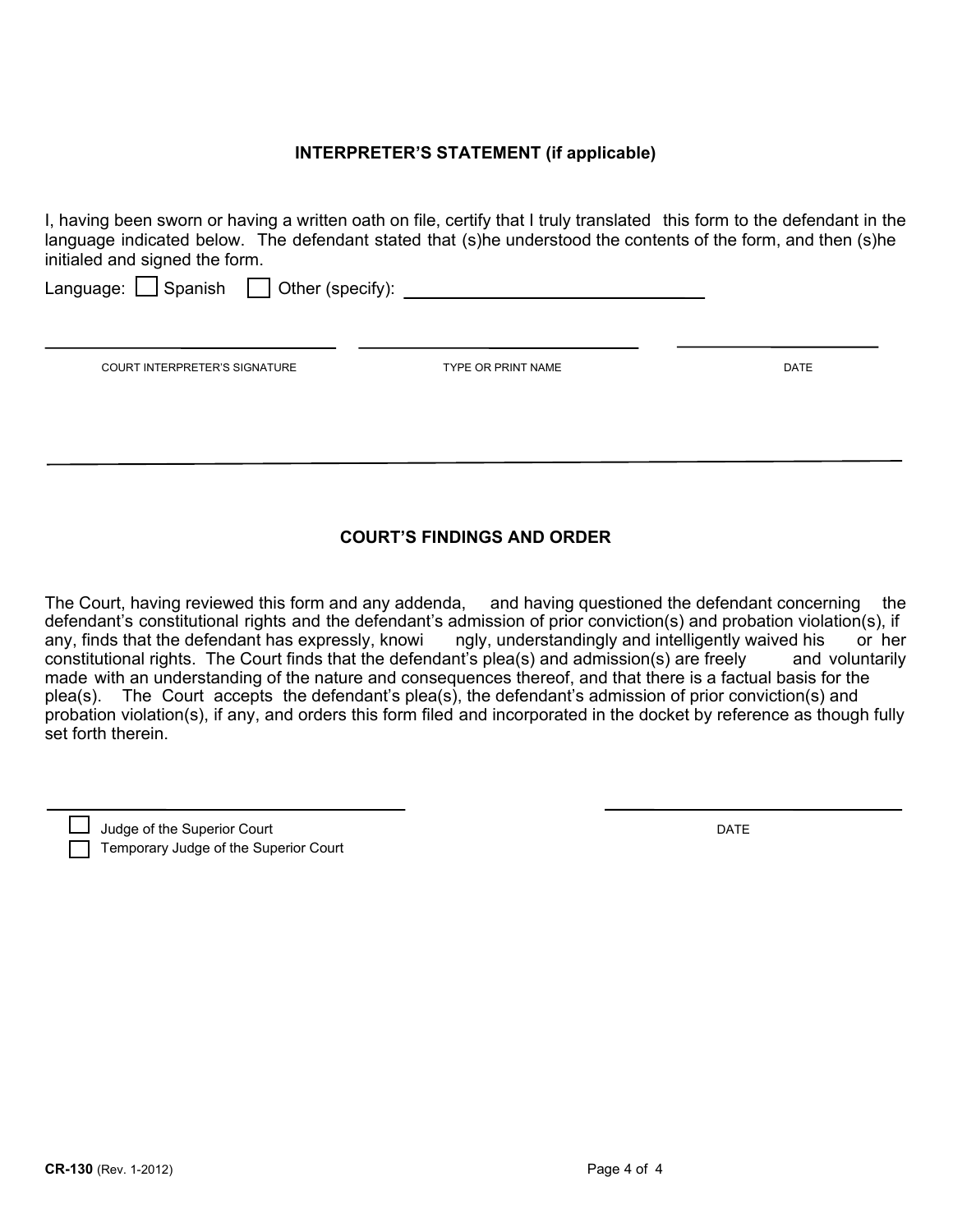## INTERPRETER'S STATEMENT (if applicable)

I, having been sworn or having a written oath on file, certify that I truly translated this form to the defendant in the language indicated below. The defendant stated that (s)he understood the contents of the form, and then (s)he initialed and signed the form.

Language: ☐ Spanish ☐ Other (specify): ______________________________

| | | |
|---|---|---|
| ______________________________ | ______________________________ | ____________________ |
| COURT INTERPRETER'S SIGNATURE | TYPE OR PRINT NAME | DATE |

---

## COURT'S FINDINGS AND ORDER

The Court, having reviewed this form and any addenda, and having questioned the defendant concerning the defendant's constitutional rights and the defendant's admission of prior conviction(s) and probation violation(s), if any, finds that the defendant has expressly, knowingly, understandingly and intelligently waived his or her constitutional rights. The Court finds that the defendant's plea(s) and admission(s) are freely and voluntarily made with an understanding of the nature and consequences thereof, and that there is a factual basis for the plea(s). The Court accepts the defendant's plea(s), the defendant's admission of prior conviction(s) and probation violation(s), if any, and orders this form filed and incorporated in the docket by reference as though fully set forth therein.

| | |
|---|---|
| ______________________________ | ______________________________ |
| ☐ Judge of the Superior Court<br>☐ Temporary Judge of the Superior Court | DATE |

CR-130 (Rev. 1-2012)